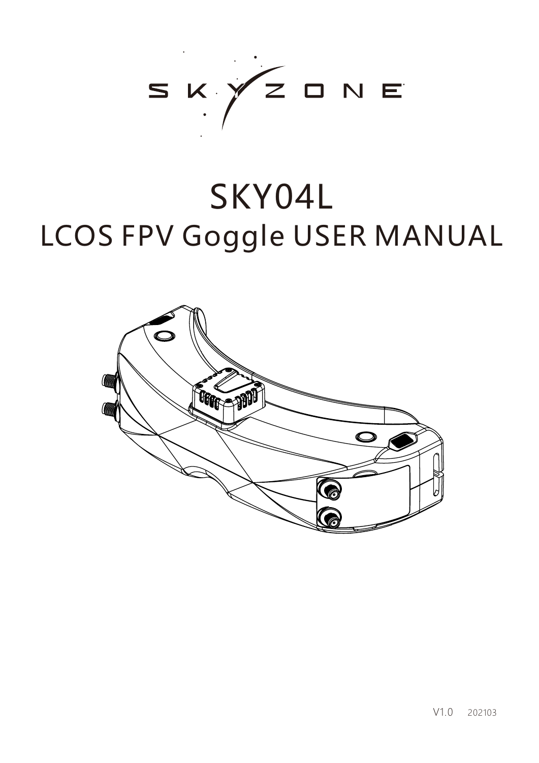SKYZONE

# SKY04L

## LCOS FPV Goggle USER MANUAL

V1.0 202103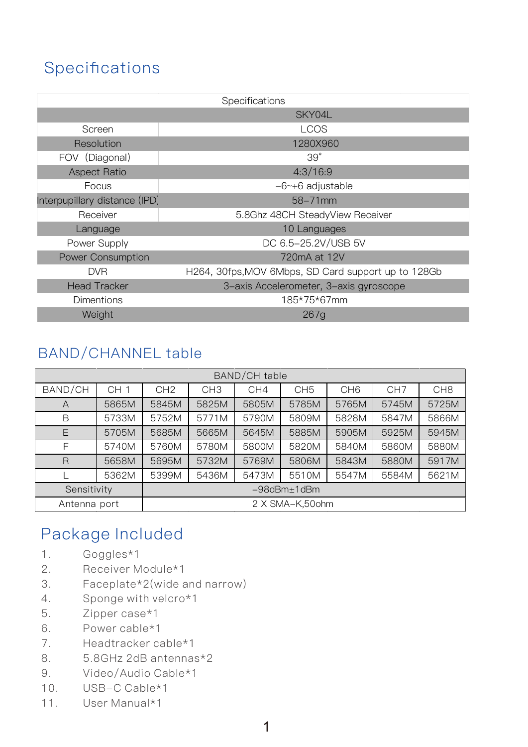## Specifications

| Specifications | |
|---|---|
| | SKY04L |
| Screen | LCOS |
| Resolution | 1280X960 |
| FOV (Diagonal) | 39° |
| Aspect Ratio | 4:3/16:9 |
| Focus | -6~+6 adjustable |
| Interpupillary distance (IPD) | 58-71mm |
| Receiver | 5.8Ghz 48CH SteadyView Receiver |
| Language | 10 Languages |
| Power Supply | DC 6.5-25.2V/USB 5V |
| Power Consumption | 720mA at 12V |
| DVR | H264, 30fps,MOV 6Mbps, SD Card support up to 128Gb |
| Head Tracker | 3-axis Accelerometer, 3-axis gyroscope |
| Dimentions | 185*75*67mm |
| Weight | 267g |

## BAND/CHANNEL table

| BAND/CH table | | | | | | | | |
|---|---|---|---|---|---|---|---|---|
| BAND/CH | CH 1 | CH2 | CH3 | CH4 | CH5 | CH6 | CH7 | CH8 |
| A | 5865M | 5845M | 5825M | 5805M | 5785M | 5765M | 5745M | 5725M |
| B | 5733M | 5752M | 5771M | 5790M | 5809M | 5828M | 5847M | 5866M |
| E | 5705M | 5685M | 5665M | 5645M | 5885M | 5905M | 5925M | 5945M |
| F | 5740M | 5760M | 5780M | 5800M | 5820M | 5840M | 5860M | 5880M |
| R | 5658M | 5695M | 5732M | 5769M | 5806M | 5843M | 5880M | 5917M |
| L | 5362M | 5399M | 5436M | 5473M | 5510M | 5547M | 5584M | 5621M |
| Sensitivity | | -98dBm±1dBm | | | | | | |
| Antenna port | | 2 X SMA-K,50ohm | | | | | | |

## Package Included

1. Goggles*1
2. Receiver Module*1
3. Faceplate*2(wide and narrow)
4. Sponge with velcro*1
5. Zipper case*1
6. Power cable*1
7. Headtracker cable*1
8. 5.8GHz 2dB antennas*2
9. Video/Audio Cable*1
10. USB-C Cable*1
11. User Manual*1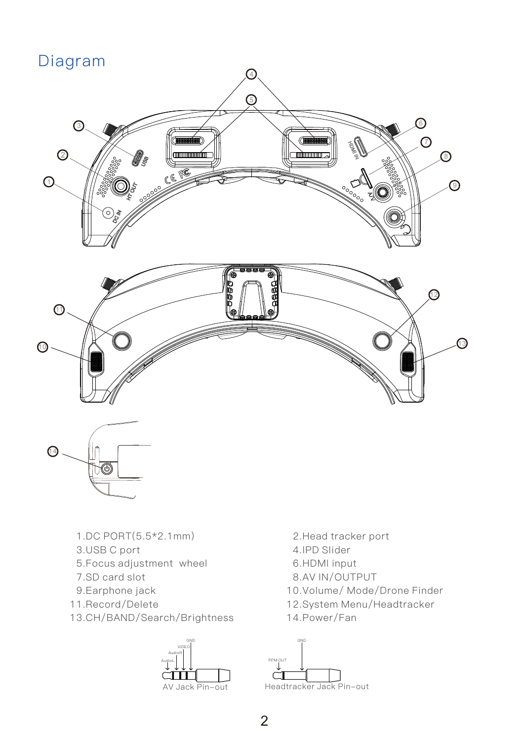# Diagram

1. DC PORT(5.5*2.1mm)
2. Head tracker port
3. USB C port
4. IPD Slider
5. Focus adjustment wheel
6. HDMI input
7. SD card slot
8. AV IN/OUTPUT
9. Earphone jack
10. Volume/ Mode/Drone Finder
11. Record/Delete
12. System Menu/Headtracker
13. CH/BAND/Search/Brightness
14. Power/Fan

AV Jack Pin-out

Headtracker Jack Pin-out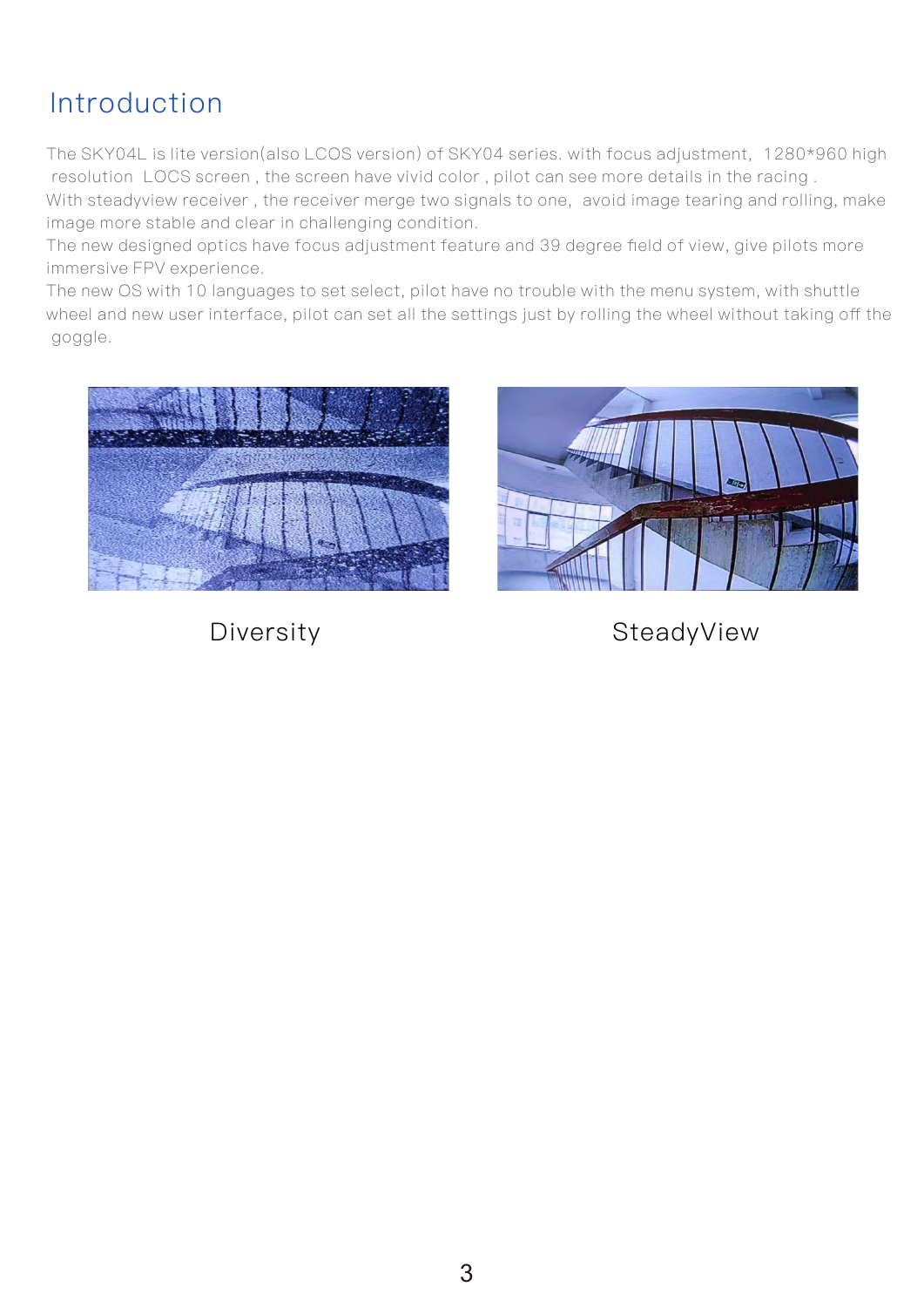# Introduction

The SKY04L is lite version(also LCOS version) of SKY04 series. with focus adjustment, 1280*960 high resolution LOCS screen , the screen have vivid color , pilot can see more details in the racing .
With steadyview receiver , the receiver merge two signals to one, avoid image tearing and rolling, make image more stable and clear in challenging condition.
The new designed optics have focus adjustment feature and 39 degree field of view, give pilots more immersive FPV experience.
The new OS with 10 languages to set select, pilot have no trouble with the menu system, with shuttle wheel and new user interface, pilot can set all the settings just by rolling the wheel without taking off the goggle.

Diversity

SteadyView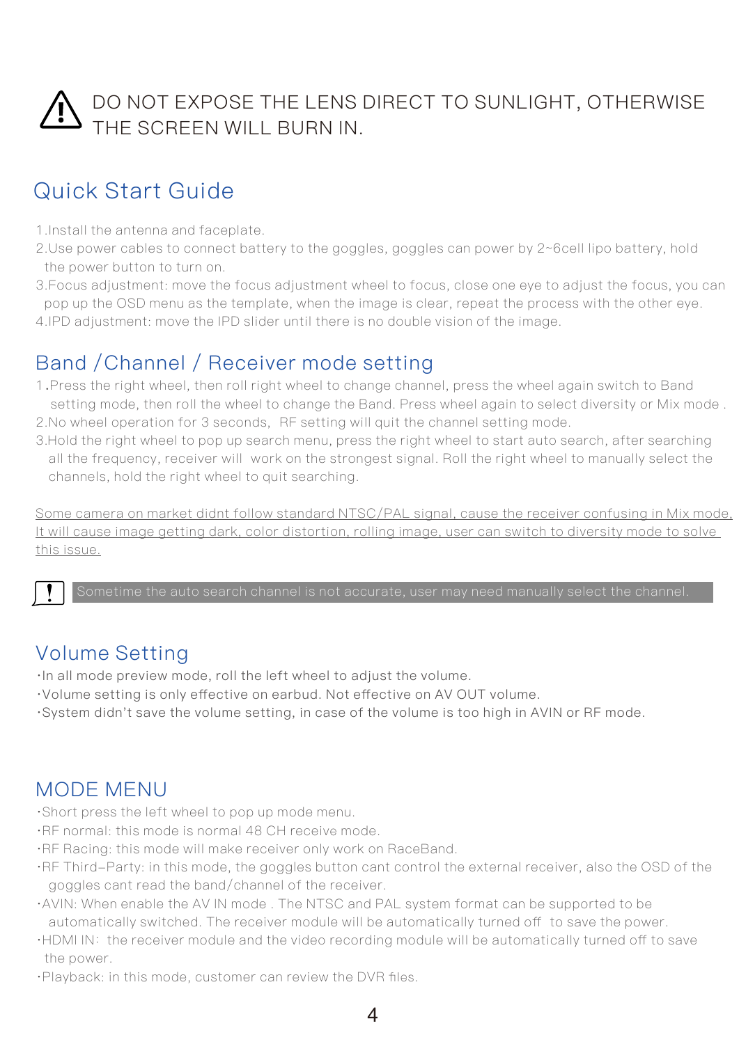⚠ DO NOT EXPOSE THE LENS DIRECT TO SUNLIGHT, OTHERWISE THE SCREEN WILL BURN IN.

## Quick Start Guide

1. Install the antenna and faceplate.
2. Use power cables to connect battery to the goggles, goggles can power by 2~6cell lipo battery, hold the power button to turn on.
3. Focus adjustment: move the focus adjustment wheel to focus, close one eye to adjust the focus, you can pop up the OSD menu as the template, when the image is clear, repeat the process with the other eye.
4. IPD adjustment: move the IPD slider until there is no double vision of the image.

## Band /Channel / Receiver mode setting

1. Press the right wheel, then roll right wheel to change channel, press the wheel again switch to Band setting mode, then roll the wheel to change the Band. Press wheel again to select diversity or Mix mode .
2. No wheel operation for 3 seconds, RF setting will quit the channel setting mode.
3. Hold the right wheel to pop up search menu, press the right wheel to start auto search, after searching all the frequency, receiver will work on the strongest signal. Roll the right wheel to manually select the channels, hold the right wheel to quit searching.

Some camera on market didnt follow standard NTSC/PAL signal, cause the receiver confusing in Mix mode, It will cause image getting dark, color distortion, rolling image, user can switch to diversity mode to solve this issue.

! Sometime the auto search channel is not accurate, user may need manually select the channel.

## Volume Setting

- In all mode preview mode, roll the left wheel to adjust the volume.
- Volume setting is only effective on earbud. Not effective on AV OUT volume.
- System didn't save the volume setting, in case of the volume is too high in AVIN or RF mode.

## MODE MENU

- Short press the left wheel to pop up mode menu.
- RF normal: this mode is normal 48 CH receive mode.
- RF Racing: this mode will make receiver only work on RaceBand.
- RF Third-Party: in this mode, the goggles button cant control the external receiver, also the OSD of the goggles cant read the band/channel of the receiver.
- AVIN: When enable the AV IN mode . The NTSC and PAL system format can be supported to be automatically switched. The receiver module will be automatically turned off to save the power.
- HDMI IN: the receiver module and the video recording module will be automatically turned off to save the power.
- Playback: in this mode, customer can review the DVR files.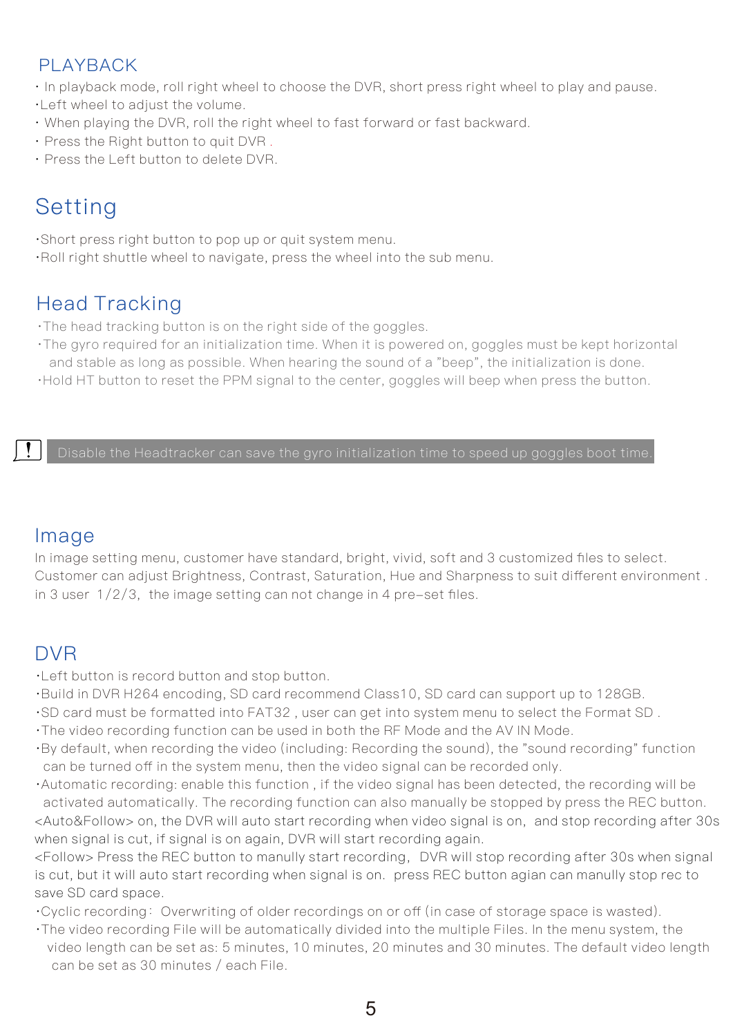## PLAYBACK

- In playback mode, roll right wheel to choose the DVR, short press right wheel to play and pause.
- Left wheel to adjust the volume.
- When playing the DVR, roll the right wheel to fast forward or fast backward.
- Press the Right button to quit DVR .
- Press the Left button to delete DVR.

## Setting

- Short press right button to pop up or quit system menu.
- Roll right shuttle wheel to navigate, press the wheel into the sub menu.

## Head Tracking

- The head tracking button is on the right side of the goggles.
- The gyro required for an initialization time. When it is powered on, goggles must be kept horizontal and stable as long as possible. When hearing the sound of a "beep", the initialization is done.
- Hold HT button to reset the PPM signal to the center, goggles will beep when press the button.

> ! Disable the Headtracker can save the gyro initialization time to speed up goggles boot time.

## Image

In image setting menu, customer have standard, bright, vivid, soft and 3 customized files to select. Customer can adjust Brightness, Contrast, Saturation, Hue and Sharpness to suit different environment . in 3 user 1/2/3, the image setting can not change in 4 pre-set files.

## DVR

- Left button is record button and stop button.
- Build in DVR H264 encoding, SD card recommend Class10, SD card can support up to 128GB.
- SD card must be formatted into FAT32 , user can get into system menu to select the Format SD .
- The video recording function can be used in both the RF Mode and the AV IN Mode.
- By default, when recording the video (including: Recording the sound), the "sound recording" function can be turned off in the system menu, then the video signal can be recorded only.
- Automatic recording: enable this function , if the video signal has been detected, the recording will be activated automatically. The recording function can also manually be stopped by press the REC button.

<Auto&Follow> on, the DVR will auto start recording when video signal is on, and stop recording after 30s when signal is cut, if signal is on again, DVR will start recording again.

<Follow> Press the REC button to manully start recording, DVR will stop recording after 30s when signal is cut, but it will auto start recording when signal is on. press REC button agian can manully stop rec to save SD card space.

- Cyclic recording: Overwriting of older recordings on or off (in case of storage space is wasted).
- The video recording File will be automatically divided into the multiple Files. In the menu system, the video length can be set as: 5 minutes, 10 minutes, 20 minutes and 30 minutes. The default video length can be set as 30 minutes / each File.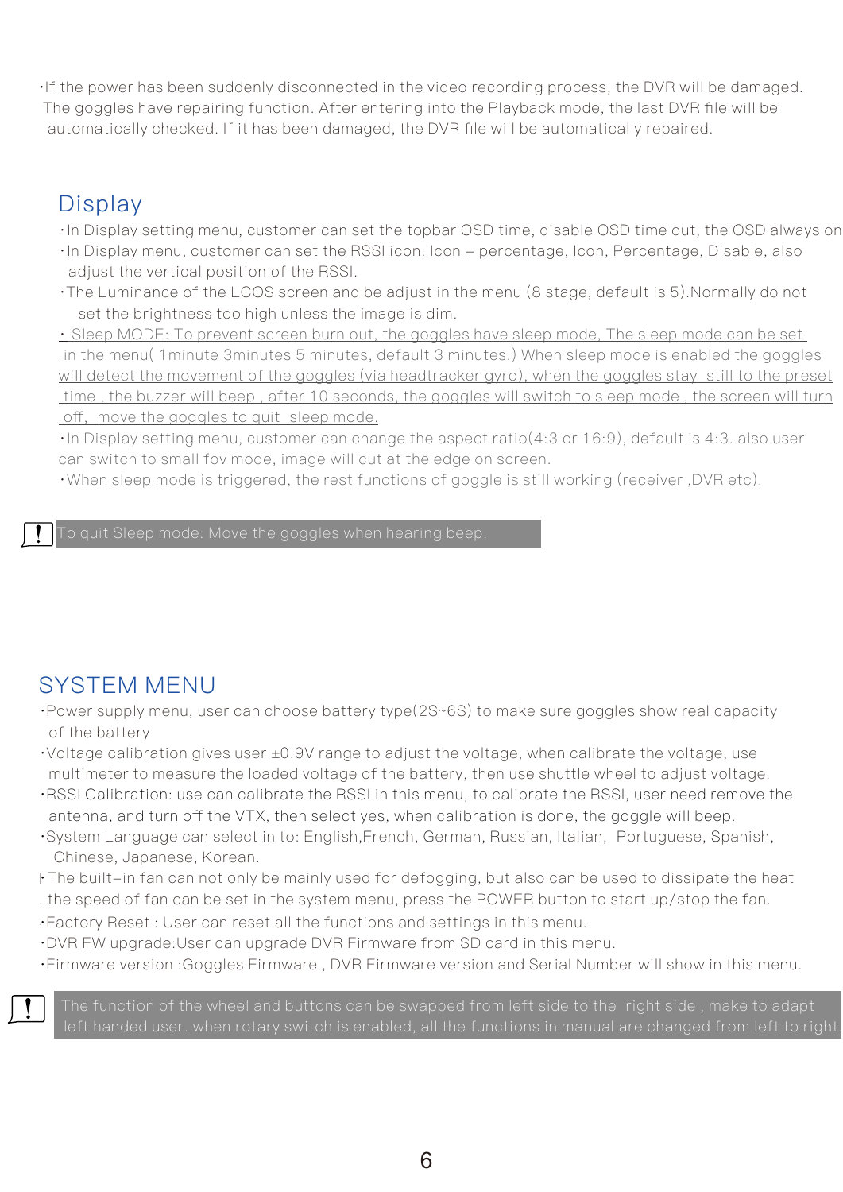- If the power has been suddenly disconnected in the video recording process, the DVR will be damaged. The goggles have repairing function. After entering into the Playback mode, the last DVR file will be automatically checked. If it has been damaged, the DVR file will be automatically repaired.

## Display

- In Display setting menu, customer can set the topbar OSD time, disable OSD time out, the OSD always on
- In Display menu, customer can set the RSSI icon: Icon + percentage, Icon, Percentage, Disable, also adjust the vertical position of the RSSI.
- The Luminance of the LCOS screen and be adjust in the menu (8 stage, default is 5).Normally do not set the brightness too high unless the image is dim.
- Sleep MODE: To prevent screen burn out, the goggles have sleep mode, The sleep mode can be set in the menu( 1minute 3minutes 5 minutes, default 3 minutes.) When sleep mode is enabled the goggles will detect the movement of the goggles (via headtracker gyro), when the goggles stay still to the preset time , the buzzer will beep , after 10 seconds, the goggles will switch to sleep mode , the screen will turn off, move the goggles to quit sleep mode.
- In Display setting menu, customer can change the aspect ratio(4:3 or 16:9), default is 4:3. also user can switch to small fov mode, image will cut at the edge on screen.
- When sleep mode is triggered, the rest functions of goggle is still working (receiver ,DVR etc).

> ! To quit Sleep mode: Move the goggles when hearing beep.

## SYSTEM MENU

- Power supply menu, user can choose battery type(2S~6S) to make sure goggles show real capacity of the battery
- Voltage calibration gives user ±0.9V range to adjust the voltage, when calibrate the voltage, use multimeter to measure the loaded voltage of the battery, then use shuttle wheel to adjust voltage.
- RSSI Calibration: use can calibrate the RSSI in this menu, to calibrate the RSSI, user need remove the antenna, and turn off the VTX, then select yes, when calibration is done, the goggle will beep.
- System Language can select in to: English,French, German, Russian, Italian, Portuguese, Spanish, Chinese, Japanese, Korean.
- The built-in fan can not only be mainly used for defogging, but also can be used to dissipate the heat . the speed of fan can be set in the system menu, press the POWER button to start up/stop the fan.
- Factory Reset : User can reset all the functions and settings in this menu.
- DVR FW upgrade:User can upgrade DVR Firmware from SD card in this menu.
- Firmware version :Goggles Firmware , DVR Firmware version and Serial Number will show in this menu.

> ! The function of the wheel and buttons can be swapped from left side to the right side , make to adapt left handed user. when rotary switch is enabled, all the functions in manual are changed from left to right.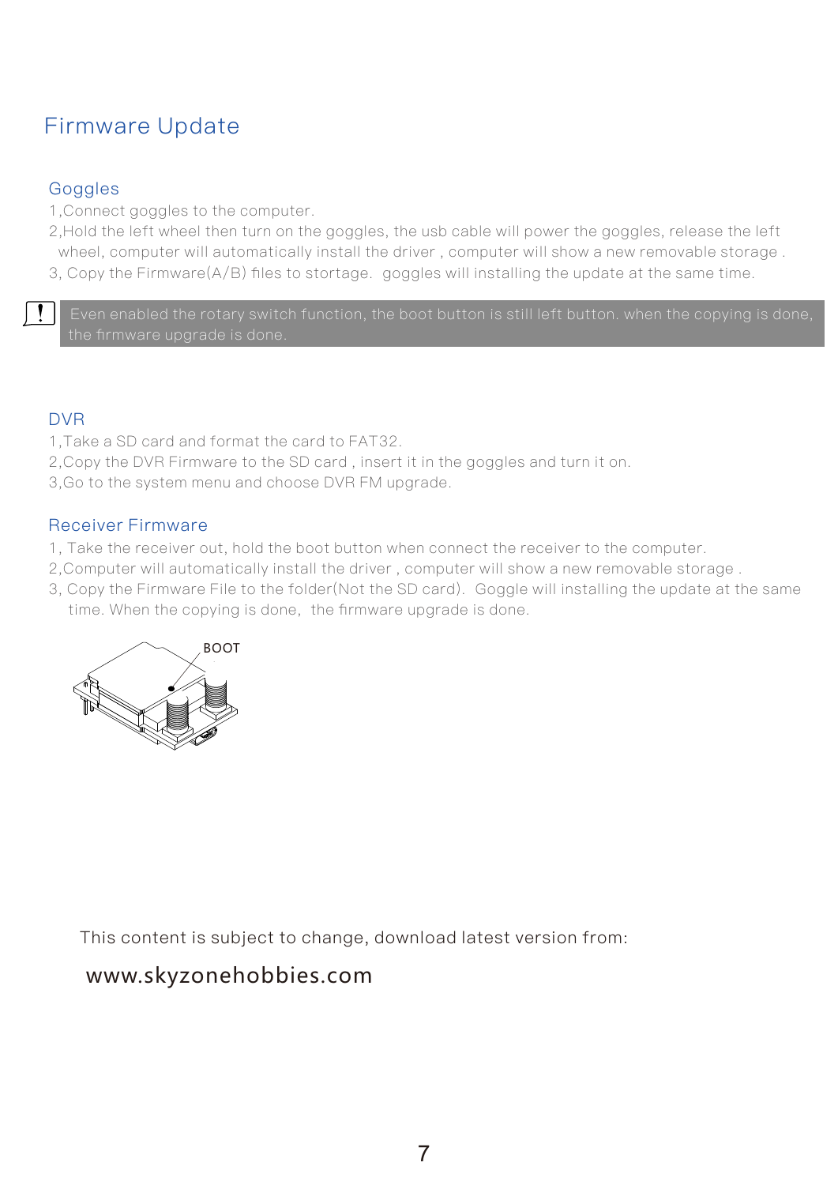# Firmware Update

## Goggles

1,Connect goggles to the computer.

2,Hold the left wheel then turn on the goggles, the usb cable will power the goggles, release the left wheel, computer will automatically install the driver , computer will show a new removable storage .

3, Copy the Firmware(A/B) files to stortage. goggles will installing the update at the same time.

> ! Even enabled the rotary switch function, the boot button is still left button. when the copying is done, the firmware upgrade is done.

## DVR

1,Take a SD card and format the card to FAT32.

2,Copy the DVR Firmware to the SD card , insert it in the goggles and turn it on.

3,Go to the system menu and choose DVR FM upgrade.

## Receiver Firmware

1, Take the receiver out, hold the boot button when connect the receiver to the computer.

2,Computer will automatically install the driver , computer will show a new removable storage .

3, Copy the Firmware File to the folder(Not the SD card). Goggle will installing the update at the same time. When the copying is done, the firmware upgrade is done.

BOOT

This content is subject to change, download latest version from:

www.skyzonehobbies.com